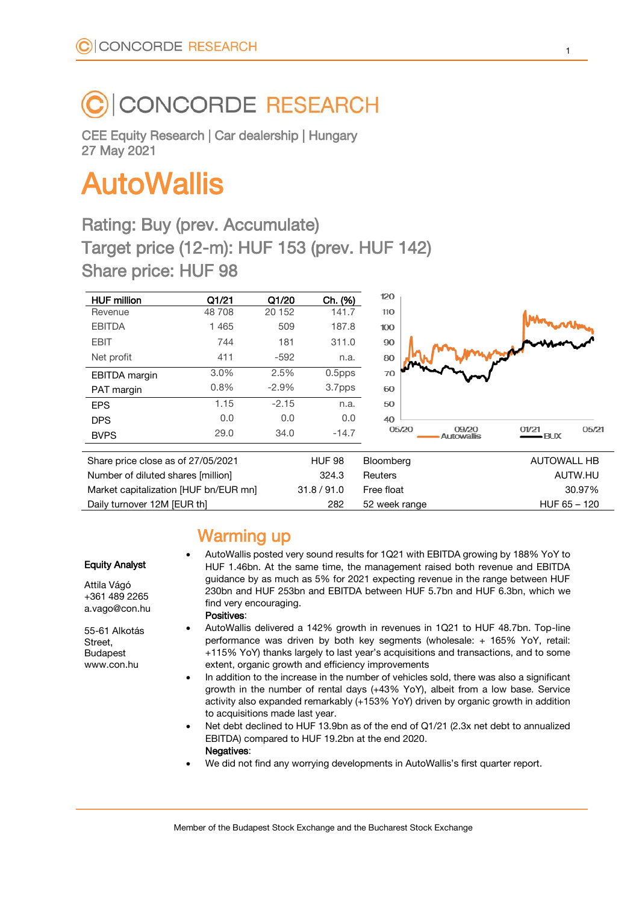# CONCORDE RESEARCH

CEE Equity Research | Car dealership | Hungary
27 May 2021

# AutoWallis

## Rating: Buy (prev. Accumulate)
## Target price (12-m): HUF 153 (prev. HUF 142)
## Share price: HUF 98

| HUF million | Q1/21 | Q1/20 | Ch. (%) |
|---|---|---|---|
| Revenue | 48 708 | 20 152 | 141.7 |
| EBITDA | 1 465 | 509 | 187.8 |
| EBIT | 744 | 181 | 311.0 |
| Net profit | 411 | -592 | n.a. |
| EBITDA margin | 3.0% | 2.5% | 0.5pps |
| PAT margin | 0.8% | -2.9% | 3.7pps |
| EPS | 1.15 | -2.15 | n.a. |
| DPS | 0.0 | 0.0 | 0.0 |
| BVPS | 29.0 | 34.0 | -14.7 |

| | | | |
|---|---|---|---|
| Share price close as of 27/05/2021 | HUF 98 | Bloomberg | AUTOWALL HB |
| Number of diluted shares [million] | 324.3 | Reuters | AUTW.HU |
| Market capitalization [HUF bn/EUR mn] | 31.8 / 91.0 | Free float | 30.97% |
| Daily turnover 12M [EUR th] | 282 | 52 week range | HUF 65 – 120 |

**Equity Analyst**

Attila Vágó
+361 489 2265
a.vago@con.hu

55-61 Alkotás Street,
Budapest
www.con.hu

## Warming up

- AutoWallis posted very sound results for 1Q21 with EBITDA growing by 188% YoY to HUF 1.46bn. At the same time, the management raised both revenue and EBITDA guidance by as much as 5% for 2021 expecting revenue in the range between HUF 230bn and HUF 253bn and EBITDA between HUF 5.7bn and HUF 6.3bn, which we find very encouraging.

**Positives**:

- AutoWallis delivered a 142% growth in revenues in 1Q21 to HUF 48.7bn. Top-line performance was driven by both key segments (wholesale: + 165% YoY, retail: +115% YoY) thanks largely to last year's acquisitions and transactions, and to some extent, organic growth and efficiency improvements
- In addition to the increase in the number of vehicles sold, there was also a significant growth in the number of rental days (+43% YoY), albeit from a low base. Service activity also expanded remarkably (+153% YoY) driven by organic growth in addition to acquisitions made last year.
- Net debt declined to HUF 13.9bn as of the end of Q1/21 (2.3x net debt to annualized EBITDA) compared to HUF 19.2bn at the end 2020.

**Negatives**:

- We did not find any worrying developments in AutoWallis's first quarter report.

Member of the Budapest Stock Exchange and the Bucharest Stock Exchange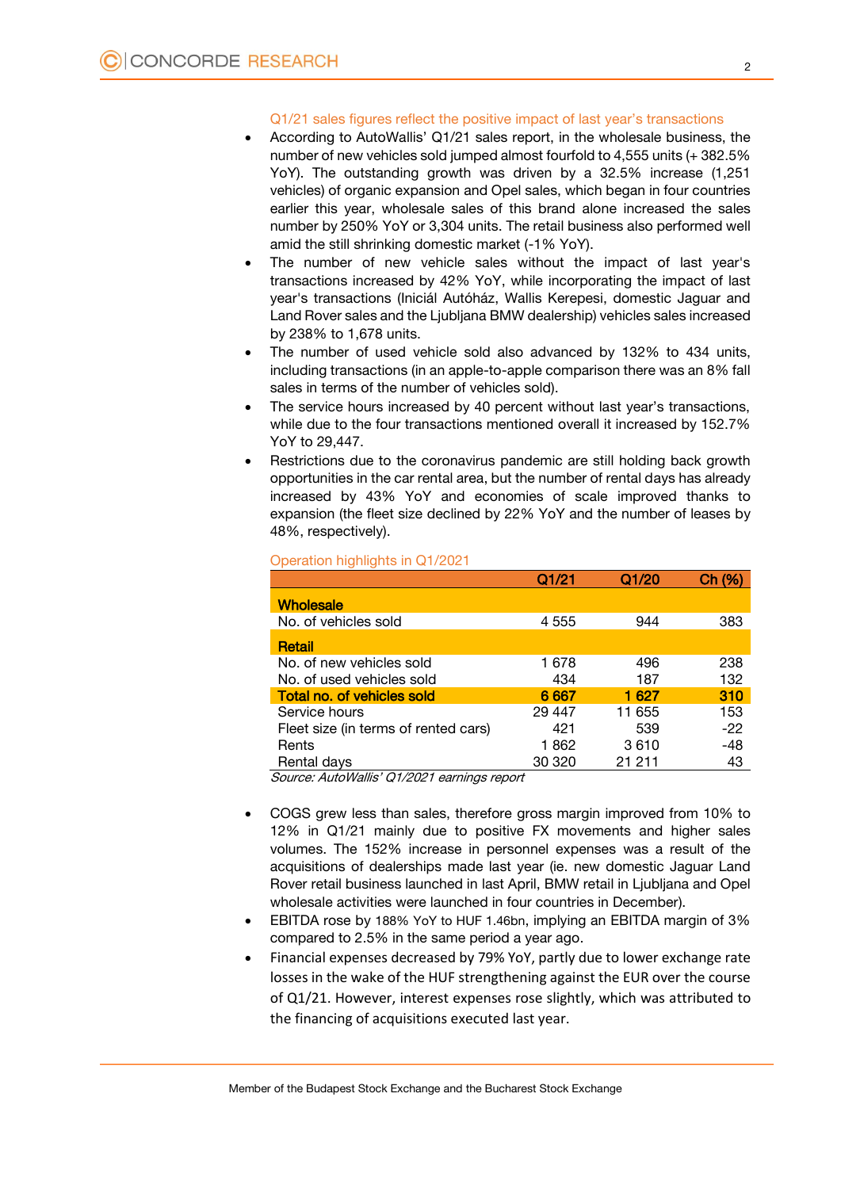### Q1/21 sales figures reflect the positive impact of last year's transactions

- According to AutoWallis' Q1/21 sales report, in the wholesale business, the number of new vehicles sold jumped almost fourfold to 4,555 units (+ 382.5% YoY). The outstanding growth was driven by a 32.5% increase (1,251 vehicles) of organic expansion and Opel sales, which began in four countries earlier this year, wholesale sales of this brand alone increased the sales number by 250% YoY or 3,304 units. The retail business also performed well amid the still shrinking domestic market (-1% YoY).
- The number of new vehicle sales without the impact of last year's transactions increased by 42% YoY, while incorporating the impact of last year's transactions (Iniciál Autóház, Wallis Kerepesi, domestic Jaguar and Land Rover sales and the Ljubljana BMW dealership) vehicles sales increased by 238% to 1,678 units.
- The number of used vehicle sold also advanced by 132% to 434 units, including transactions (in an apple-to-apple comparison there was an 8% fall sales in terms of the number of vehicles sold).
- The service hours increased by 40 percent without last year's transactions, while due to the four transactions mentioned overall it increased by 152.7% YoY to 29,447.
- Restrictions due to the coronavirus pandemic are still holding back growth opportunities in the car rental area, but the number of rental days has already increased by 43% YoY and economies of scale improved thanks to expansion (the fleet size declined by 22% YoY and the number of leases by 48%, respectively).

### Operation highlights in Q1/2021

| | Q1/21 | Q1/20 | Ch (%) |
|---|---|---|---|
| **Wholesale** | | | |
| No. of vehicles sold | 4 555 | 944 | 383 |
| **Retail** | | | |
| No. of new vehicles sold | 1 678 | 496 | 238 |
| No. of used vehicles sold | 434 | 187 | 132 |
| **Total no. of vehicles sold** | **6 667** | **1 627** | **310** |
| Service hours | 29 447 | 11 655 | 153 |
| Fleet size (in terms of rented cars) | 421 | 539 | -22 |
| Rents | 1 862 | 3 610 | -48 |
| Rental days | 30 320 | 21 211 | 43 |

*Source: AutoWallis' Q1/2021 earnings report*

- COGS grew less than sales, therefore gross margin improved from 10% to 12% in Q1/21 mainly due to positive FX movements and higher sales volumes. The 152% increase in personnel expenses was a result of the acquisitions of dealerships made last year (ie. new domestic Jaguar Land Rover retail business launched in last April, BMW retail in Ljubljana and Opel wholesale activities were launched in four countries in December).
- EBITDA rose by 188% YoY to HUF 1.46bn, implying an EBITDA margin of 3% compared to 2.5% in the same period a year ago.
- Financial expenses decreased by 79% YoY, partly due to lower exchange rate losses in the wake of the HUF strengthening against the EUR over the course of Q1/21. However, interest expenses rose slightly, which was attributed to the financing of acquisitions executed last year.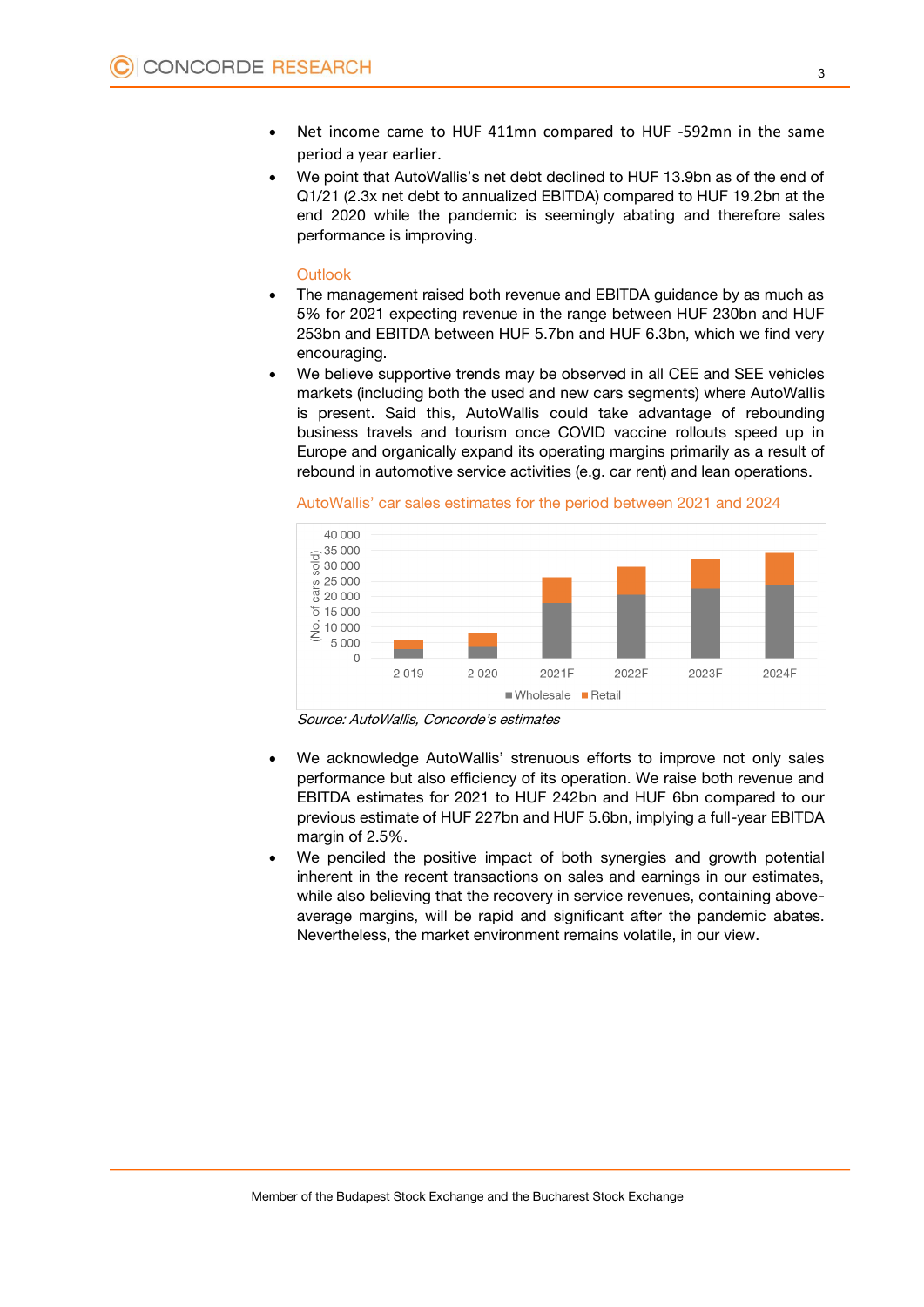- Net income came to HUF 411mn compared to HUF -592mn in the same period a year earlier.
- We point that AutoWallis's net debt declined to HUF 13.9bn as of the end of Q1/21 (2.3x net debt to annualized EBITDA) compared to HUF 19.2bn at the end 2020 while the pandemic is seemingly abating and therefore sales performance is improving.

### Outlook

- The management raised both revenue and EBITDA guidance by as much as 5% for 2021 expecting revenue in the range between HUF 230bn and HUF 253bn and EBITDA between HUF 5.7bn and HUF 6.3bn, which we find very encouraging.
- We believe supportive trends may be observed in all CEE and SEE vehicles markets (including both the used and new cars segments) where AutoWallis is present. Said this, AutoWallis could take advantage of rebounding business travels and tourism once COVID vaccine rollouts speed up in Europe and organically expand its operating margins primarily as a result of rebound in automotive service activities (e.g. car rent) and lean operations.

AutoWallis' car sales estimates for the period between 2021 and 2024

*Source: AutoWallis, Concorde's estimates*

- We acknowledge AutoWallis' strenuous efforts to improve not only sales performance but also efficiency of its operation. We raise both revenue and EBITDA estimates for 2021 to HUF 242bn and HUF 6bn compared to our previous estimate of HUF 227bn and HUF 5.6bn, implying a full-year EBITDA margin of 2.5%.
- We penciled the positive impact of both synergies and growth potential inherent in the recent transactions on sales and earnings in our estimates, while also believing that the recovery in service revenues, containing above-average margins, will be rapid and significant after the pandemic abates. Nevertheless, the market environment remains volatile, in our view.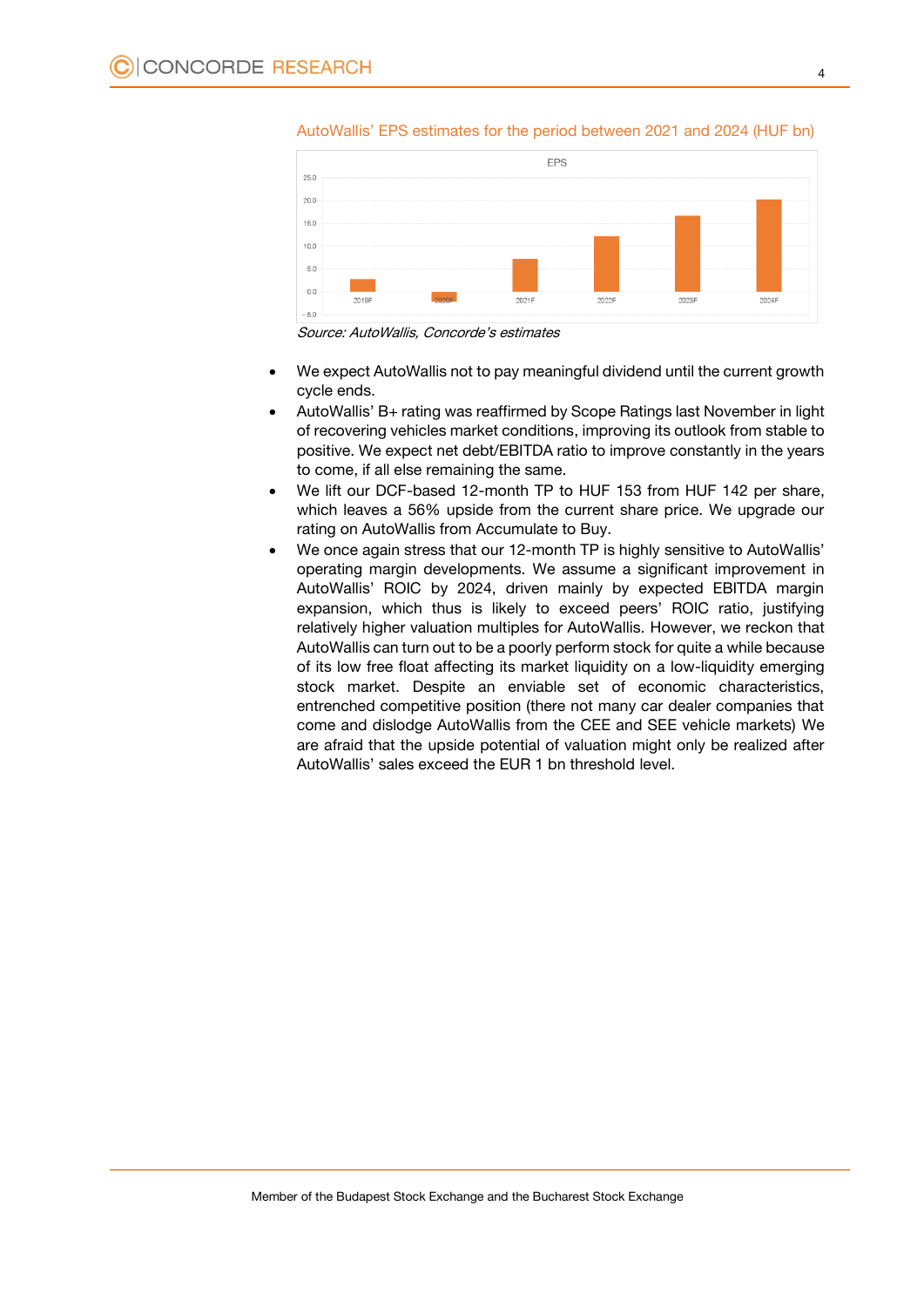AutoWallis' EPS estimates for the period between 2021 and 2024 (HUF bn)

Source: AutoWallis, Concorde's estimates

- We expect AutoWallis not to pay meaningful dividend until the current growth cycle ends.
- AutoWallis' B+ rating was reaffirmed by Scope Ratings last November in light of recovering vehicles market conditions, improving its outlook from stable to positive. We expect net debt/EBITDA ratio to improve constantly in the years to come, if all else remaining the same.
- We lift our DCF-based 12-month TP to HUF 153 from HUF 142 per share, which leaves a 56% upside from the current share price. We upgrade our rating on AutoWallis from Accumulate to Buy.
- We once again stress that our 12-month TP is highly sensitive to AutoWallis' operating margin developments. We assume a significant improvement in AutoWallis' ROIC by 2024, driven mainly by expected EBITDA margin expansion, which thus is likely to exceed peers' ROIC ratio, justifying relatively higher valuation multiples for AutoWallis. However, we reckon that AutoWallis can turn out to be a poorly perform stock for quite a while because of its low free float affecting its market liquidity on a low-liquidity emerging stock market. Despite an enviable set of economic characteristics, entrenched competitive position (there not many car dealer companies that come and dislodge AutoWallis from the CEE and SEE vehicle markets) We are afraid that the upside potential of valuation might only be realized after AutoWallis' sales exceed the EUR 1 bn threshold level.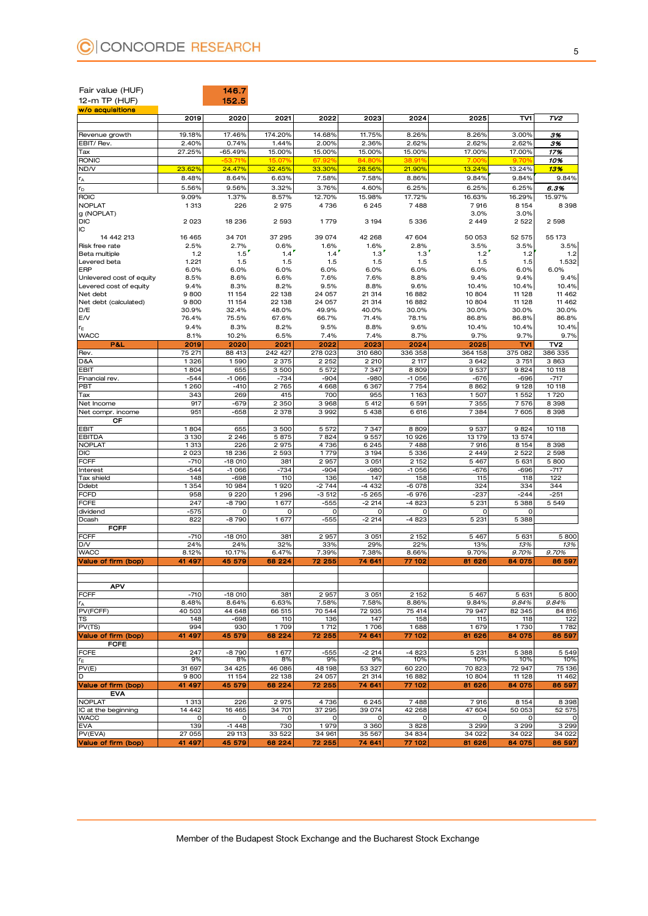Fair value (HUF) 146.7

12-m TP (HUF) 152.5

**w/o acquisitions**

| | 2019 | 2020 | 2021 | 2022 | 2023 | 2024 | 2025 | TV1 | TV2 |
|---|---|---|---|---|---|---|---|---|---|
| Revenue growth | 19.18% | 17.46% | 174.20% | 14.68% | 11.75% | 8.26% | 8.26% | 3.00% | 3% |
| EBIT/ Rev. | 2.40% | 0.74% | 1.44% | 2.00% | 2.36% | 2.62% | 2.62% | 2.62% | 3% |
| Tax | 27.25% | -65.49% | 15.00% | 15.00% | 15.00% | 15.00% | 17.00% | 17.00% | 17% |
| RONIC | | -53.71% | 15.07% | 67.92% | 84.80% | 38.91% | 7.00% | 9.70% | 10% |
| ND/V | 23.62% | 24.47% | 32.45% | 33.30% | 28.56% | 21.90% | 13.24% | 13.24% | 13% |
| $r_A$ | 8.48% | 8.64% | 6.63% | 7.58% | 7.58% | 8.86% | 9.84% | 9.84% | 9.84% |
| $r_D$ | 5.56% | 9.56% | 3.32% | 3.76% | 4.60% | 6.25% | 6.25% | 6.25% | 6.3% |
| ROIC | 9.09% | 1.37% | 8.57% | 12.70% | 15.98% | 17.72% | 16.63% | 16.29% | 15.97% |
| NOPLAT | 1 313 | 226 | 2 975 | 4 736 | 6 245 | 7 488 | 7 916 | 8 154 | 8 398 |
| g (NOPLAT) | | | | | | | 3.0% | 3.0% | |
| DIC | 2 023 | 18 236 | 2 593 | 1 779 | 3 194 | 5 336 | 2 449 | 2 522 | 2 598 |
| IC | | | | | | | | | |
| 14 442 213 | 16 465 | 34 701 | 37 295 | 39 074 | 42 268 | 47 604 | 50 053 | 52 575 | 55 173 |
| Risk free rate | 2.5% | 2.7% | 0.6% | 1.6% | 1.6% | 2.8% | 3.5% | 3.5% | 3.5% |
| Beta multiple | 1.2 | 1.5 | 1.4 | 1.4 | 1.3 | 1.3 | 1.2 | 1.2 | 1.2 |
| Levered beta | 1.221 | 1.5 | 1.5 | 1.5 | 1.5 | 1.5 | 1.5 | 1.5 | 1.532 |
| ERP | 6.0% | 6.0% | 6.0% | 6.0% | 6.0% | 6.0% | 6.0% | 6.0% | 6.0% |
| Unlevered cost of equity | 8.5% | 8.6% | 6.6% | 7.6% | 7.6% | 8.8% | 9.4% | 9.4% | 9.4% |
| Levered cost of equity | 9.4% | 8.3% | 8.2% | 9.5% | 8.8% | 9.6% | 10.4% | 10.4% | 10.4% |
| Net debt | 9 800 | 11 154 | 22 138 | 24 057 | 21 314 | 16 882 | 10 804 | 11 128 | 11 462 |
| Net debt (calculated) | 9 800 | 11 154 | 22 138 | 24 057 | 21 314 | 16 882 | 10 804 | 11 128 | 11 462 |
| D/E | 30.9% | 32.4% | 48.0% | 49.9% | 40.0% | 30.0% | 30.0% | 30.0% | 30.0% |
| E/V | 76.4% | 75.5% | 67.6% | 66.7% | 71.4% | 78.1% | 86.8% | 86.8% | 86.8% |
| $r_E$ | 9.4% | 8.3% | 8.2% | 9.5% | 8.8% | 9.6% | 10.4% | 10.4% | 10.4% |
| WACC | 8.1% | 10.2% | 6.5% | 7.4% | 7.4% | 8.7% | 9.7% | 9.7% | 9.7% |
| **P&L** | **2019** | **2020** | **2021** | **2022** | **2023** | **2024** | **2025** | **TV1** | **TV2** |
| Rev. | 75 271 | 88 413 | 242 427 | 278 023 | 310 680 | 336 358 | 364 158 | 375 082 | 386 335 |
| D&A | 1 326 | 1 590 | 2 375 | 2 252 | 2 210 | 2 117 | 3 642 | 3 751 | 3 863 |
| EBIT | 1 804 | 655 | 3 500 | 5 572 | 7 347 | 8 809 | 9 537 | 9 824 | 10 118 |
| Financial rev. | -544 | -1 066 | -734 | -904 | -980 | -1 056 | -676 | -696 | -717 |
| PBT | 1 260 | -410 | 2 765 | 4 668 | 6 367 | 7 754 | 8 862 | 9 128 | 10 118 |
| Tax | 343 | 269 | 415 | 700 | 955 | 1 163 | 1 507 | 1 552 | 1 720 |
| Net Income | 917 | -679 | 2 350 | 3 968 | 5 412 | 6 591 | 7 355 | 7 576 | 8 398 |
| Net compr. income | 951 | -658 | 2 378 | 3 992 | 5 438 | 6 616 | 7 384 | 7 605 | 8 398 |
| **CF** | | | | | | | | | |
| EBIT | 1 804 | 655 | 3 500 | 5 572 | 7 347 | 8 809 | 9 537 | 9 824 | 10 118 |
| EBITDA | 3 130 | 2 246 | 5 875 | 7 824 | 9 557 | 10 926 | 13 179 | 13 574 | |
| NOPLAT | 1 313 | 226 | 2 975 | 4 736 | 6 245 | 7 488 | 7 916 | 8 154 | 8 398 |
| DIC | 2 023 | 18 236 | 2 593 | 1 779 | 3 194 | 5 336 | 2 449 | 2 522 | 2 598 |
| FCFF | -710 | -18 010 | 381 | 2 957 | 3 051 | 2 152 | 5 467 | 5 631 | 5 800 |
| Interest | -544 | -1 066 | -734 | -904 | -980 | -1 056 | -676 | -696 | -717 |
| Tax shield | 148 | -698 | 110 | 136 | 147 | 158 | 115 | 118 | 122 |
| Ddebt | 1 354 | 10 984 | 1 920 | -2 744 | -4 432 | -6 078 | 324 | 334 | 344 |
| FCFD | 958 | 9 220 | 1 296 | -3 512 | -5 265 | -6 976 | -237 | -244 | -251 |
| FCFE | 247 | -8 790 | 1 677 | -555 | -2 214 | -4 823 | 5 231 | 5 388 | 5 549 |
| dividend | -575 | 0 | 0 | 0 | 0 | 0 | 0 | 0 | |
| Dcash | 822 | -8 790 | 1 677 | -555 | -2 214 | -4 823 | 5 231 | 5 388 | |
| **FCFF** | | | | | | | | | |
| FCFF | -710 | -18 010 | 381 | 2 957 | 3 051 | 2 152 | 5 467 | 5 631 | 5 800 |
| D/V | 24% | 24% | 32% | 33% | 29% | 22% | 13% | 13% | 13% |
| WACC | 8.12% | 10.17% | 6.47% | 7.39% | 7.38% | 8.66% | 9.70% | 9.70% | 9.70% |
| **Value of firm (bop)** | **41 497** | **45 579** | **68 224** | **72 255** | **74 641** | **77 102** | **81 626** | **84 075** | **86 597** |
| **APV** | | | | | | | | | |
| FCFF | -710 | -18 010 | 381 | 2 957 | 3 051 | 2 152 | 5 467 | 5 631 | 5 800 |
| $r_A$ | 8.48% | 8.64% | 6.63% | 7.58% | 7.58% | 8.86% | 9.84% | 9.84% | 9.84% |
| PV(FCFF) | 40 503 | 44 648 | 66 515 | 70 544 | 72 935 | 75 414 | 79 947 | 82 345 | 84 816 |
| TS | 148 | -698 | 110 | 136 | 147 | 158 | 115 | 118 | 122 |
| PV(TS) | 994 | 930 | 1 709 | 1 712 | 1 706 | 1 688 | 1 679 | 1 730 | 1 782 |
| **Value of firm (bop)** | **41 497** | **45 579** | **68 224** | **72 255** | **74 641** | **77 102** | **81 626** | **84 075** | **86 597** |
| **FCFE** | | | | | | | | | |
| FCFE | 247 | -8 790 | 1 677 | -555 | -2 214 | -4 823 | 5 231 | 5 388 | 5 549 |
| $r_E$ | 9% | 8% | 8% | 9% | 9% | 10% | 10% | 10% | 10% |
| PV(E) | 31 697 | 34 425 | 46 086 | 48 198 | 53 327 | 60 220 | 70 823 | 72 947 | 75 136 |
| D | 9 800 | 11 154 | 22 138 | 24 057 | 21 314 | 16 882 | 10 804 | 11 128 | 11 462 |
| **Value of firm (bop)** | **41 497** | **45 579** | **68 224** | **72 255** | **74 641** | **77 102** | **81 626** | **84 075** | **86 597** |
| **EVA** | | | | | | | | | |
| NOPLAT | 1 313 | 226 | 2 975 | 4 736 | 6 245 | 7 488 | 7 916 | 8 154 | 8 398 |
| IC at the beginning | 14 442 | 16 465 | 34 701 | 37 295 | 39 074 | 42 268 | 47 604 | 50 053 | 52 575 |
| WACC | 0 | 0 | 0 | 0 | 0 | 0 | 0 | 0 | 0 |
| EVA | 139 | -1 448 | 730 | 1 979 | 3 360 | 3 828 | 3 299 | 3 299 | 3 299 |
| PV(EVA) | 27 055 | 29 113 | 33 522 | 34 961 | 35 567 | 34 834 | 34 022 | 34 022 | 34 022 |
| **Value of firm (bop)** | **41 497** | **45 579** | **68 224** | **72 255** | **74 641** | **77 102** | **81 626** | **84 075** | **86 597** |

Member of the Budapest Stock Exchange and the Bucharest Stock Exchange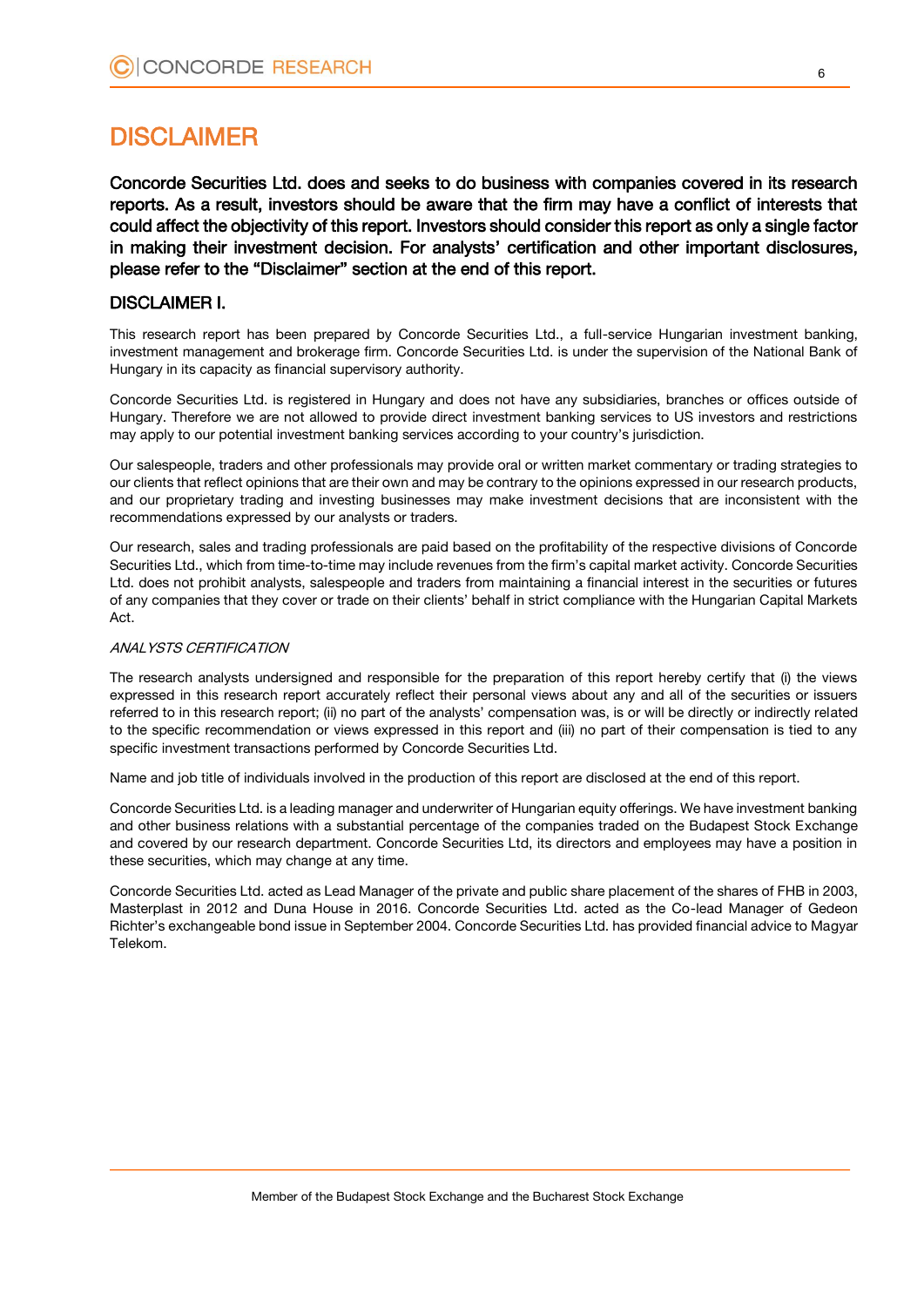# DISCLAIMER

**Concorde Securities Ltd. does and seeks to do business with companies covered in its research reports. As a result, investors should be aware that the firm may have a conflict of interests that could affect the objectivity of this report. Investors should consider this report as only a single factor in making their investment decision. For analysts' certification and other important disclosures, please refer to the "Disclaimer" section at the end of this report.**

## DISCLAIMER I.

This research report has been prepared by Concorde Securities Ltd., a full-service Hungarian investment banking, investment management and brokerage firm. Concorde Securities Ltd. is under the supervision of the National Bank of Hungary in its capacity as financial supervisory authority.

Concorde Securities Ltd. is registered in Hungary and does not have any subsidiaries, branches or offices outside of Hungary. Therefore we are not allowed to provide direct investment banking services to US investors and restrictions may apply to our potential investment banking services according to your country's jurisdiction.

Our salespeople, traders and other professionals may provide oral or written market commentary or trading strategies to our clients that reflect opinions that are their own and may be contrary to the opinions expressed in our research products, and our proprietary trading and investing businesses may make investment decisions that are inconsistent with the recommendations expressed by our analysts or traders.

Our research, sales and trading professionals are paid based on the profitability of the respective divisions of Concorde Securities Ltd., which from time-to-time may include revenues from the firm's capital market activity. Concorde Securities Ltd. does not prohibit analysts, salespeople and traders from maintaining a financial interest in the securities or futures of any companies that they cover or trade on their clients' behalf in strict compliance with the Hungarian Capital Markets Act.

*ANALYSTS CERTIFICATION*

The research analysts undersigned and responsible for the preparation of this report hereby certify that (i) the views expressed in this research report accurately reflect their personal views about any and all of the securities or issuers referred to in this research report; (ii) no part of the analysts' compensation was, is or will be directly or indirectly related to the specific recommendation or views expressed in this report and (iii) no part of their compensation is tied to any specific investment transactions performed by Concorde Securities Ltd.

Name and job title of individuals involved in the production of this report are disclosed at the end of this report.

Concorde Securities Ltd. is a leading manager and underwriter of Hungarian equity offerings. We have investment banking and other business relations with a substantial percentage of the companies traded on the Budapest Stock Exchange and covered by our research department. Concorde Securities Ltd, its directors and employees may have a position in these securities, which may change at any time.

Concorde Securities Ltd. acted as Lead Manager of the private and public share placement of the shares of FHB in 2003, Masterplast in 2012 and Duna House in 2016. Concorde Securities Ltd. acted as the Co-lead Manager of Gedeon Richter's exchangeable bond issue in September 2004. Concorde Securities Ltd. has provided financial advice to Magyar Telekom.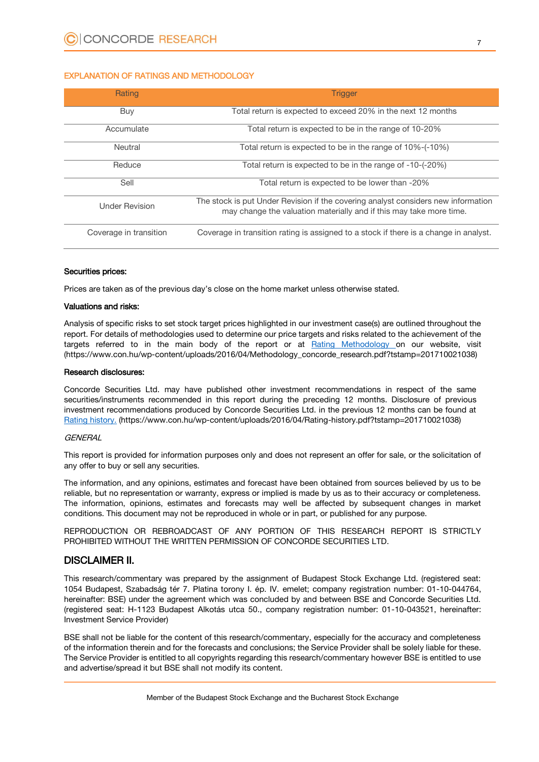## EXPLANATION OF RATINGS AND METHODOLOGY

| Rating | Trigger |
|---|---|
| Buy | Total return is expected to exceed 20% in the next 12 months |
| Accumulate | Total return is expected to be in the range of 10-20% |
| Neutral | Total return is expected to be in the range of 10%-(-10%) |
| Reduce | Total return is expected to be in the range of -10-(-20%) |
| Sell | Total return is expected to be lower than -20% |
| Under Revision | The stock is put Under Revision if the covering analyst considers new information may change the valuation materially and if this may take more time. |
| Coverage in transition | Coverage in transition rating is assigned to a stock if there is a change in analyst. |

**Securities prices:**

Prices are taken as of the previous day's close on the home market unless otherwise stated.

**Valuations and risks:**

Analysis of specific risks to set stock target prices highlighted in our investment case(s) are outlined throughout the report. For details of methodologies used to determine our price targets and risks related to the achievement of the targets referred to in the main body of the report or at Rating Methodology on our website, visit (https://www.con.hu/wp-content/uploads/2016/04/Methodology_concorde_research.pdf?tstamp=201710021038)

**Research disclosures:**

Concorde Securities Ltd. may have published other investment recommendations in respect of the same securities/instruments recommended in this report during the preceding 12 months. Disclosure of previous investment recommendations produced by Concorde Securities Ltd. in the previous 12 months can be found at Rating history. (https://www.con.hu/wp-content/uploads/2016/04/Rating-history.pdf?tstamp=201710021038)

*GENERAL*

This report is provided for information purposes only and does not represent an offer for sale, or the solicitation of any offer to buy or sell any securities.

The information, and any opinions, estimates and forecast have been obtained from sources believed by us to be reliable, but no representation or warranty, express or implied is made by us as to their accuracy or completeness. The information, opinions, estimates and forecasts may well be affected by subsequent changes in market conditions. This document may not be reproduced in whole or in part, or published for any purpose.

REPRODUCTION OR REBROADCAST OF ANY PORTION OF THIS RESEARCH REPORT IS STRICTLY PROHIBITED WITHOUT THE WRITTEN PERMISSION OF CONCORDE SECURITIES LTD.

## DISCLAIMER II.

This research/commentary was prepared by the assignment of Budapest Stock Exchange Ltd. (registered seat: 1054 Budapest, Szabadság tér 7. Platina torony I. ép. IV. emelet; company registration number: 01-10-044764, hereinafter: BSE) under the agreement which was concluded by and between BSE and Concorde Securities Ltd. (registered seat: H-1123 Budapest Alkotás utca 50., company registration number: 01-10-043521, hereinafter: Investment Service Provider)

BSE shall not be liable for the content of this research/commentary, especially for the accuracy and completeness of the information therein and for the forecasts and conclusions; the Service Provider shall be solely liable for these. The Service Provider is entitled to all copyrights regarding this research/commentary however BSE is entitled to use and advertise/spread it but BSE shall not modify its content.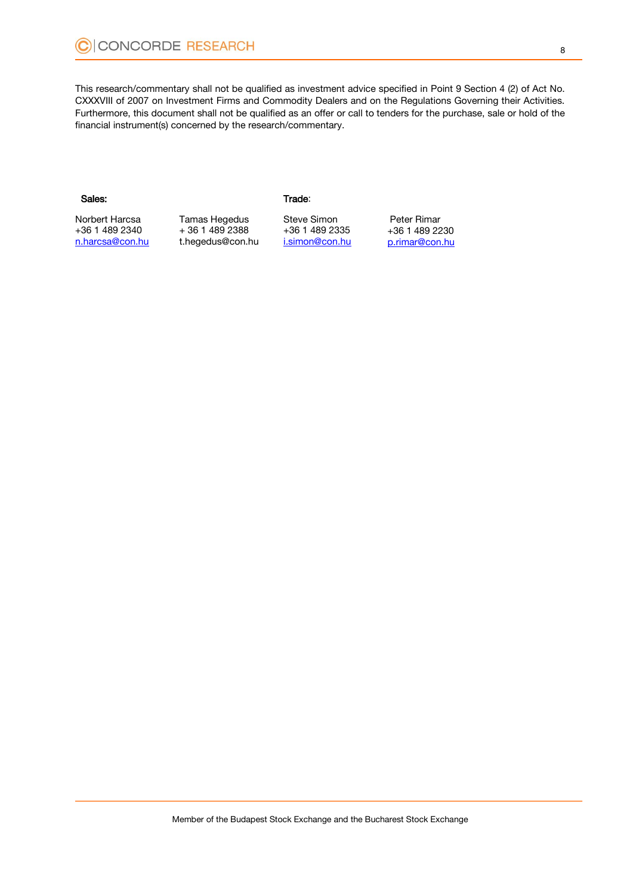This research/commentary shall not be qualified as investment advice specified in Point 9 Section 4 (2) of Act No. CXXXVIII of 2007 on Investment Firms and Commodity Dealers and on the Regulations Governing their Activities. Furthermore, this document shall not be qualified as an offer or call to tenders for the purchase, sale or hold of the financial instrument(s) concerned by the research/commentary.

| **Sales:** | | **Trade:** | |
|---|---|---|---|
| Norbert Harcsa | Tamas Hegedus | Steve Simon | Peter Rimar |
| +36 1 489 2340 | + 36 1 489 2388 | +36 1 489 2335 | +36 1 489 2230 |
| n.harcsa@con.hu | t.hegedus@con.hu | i.simon@con.hu | p.rimar@con.hu |

Member of the Budapest Stock Exchange and the Bucharest Stock Exchange